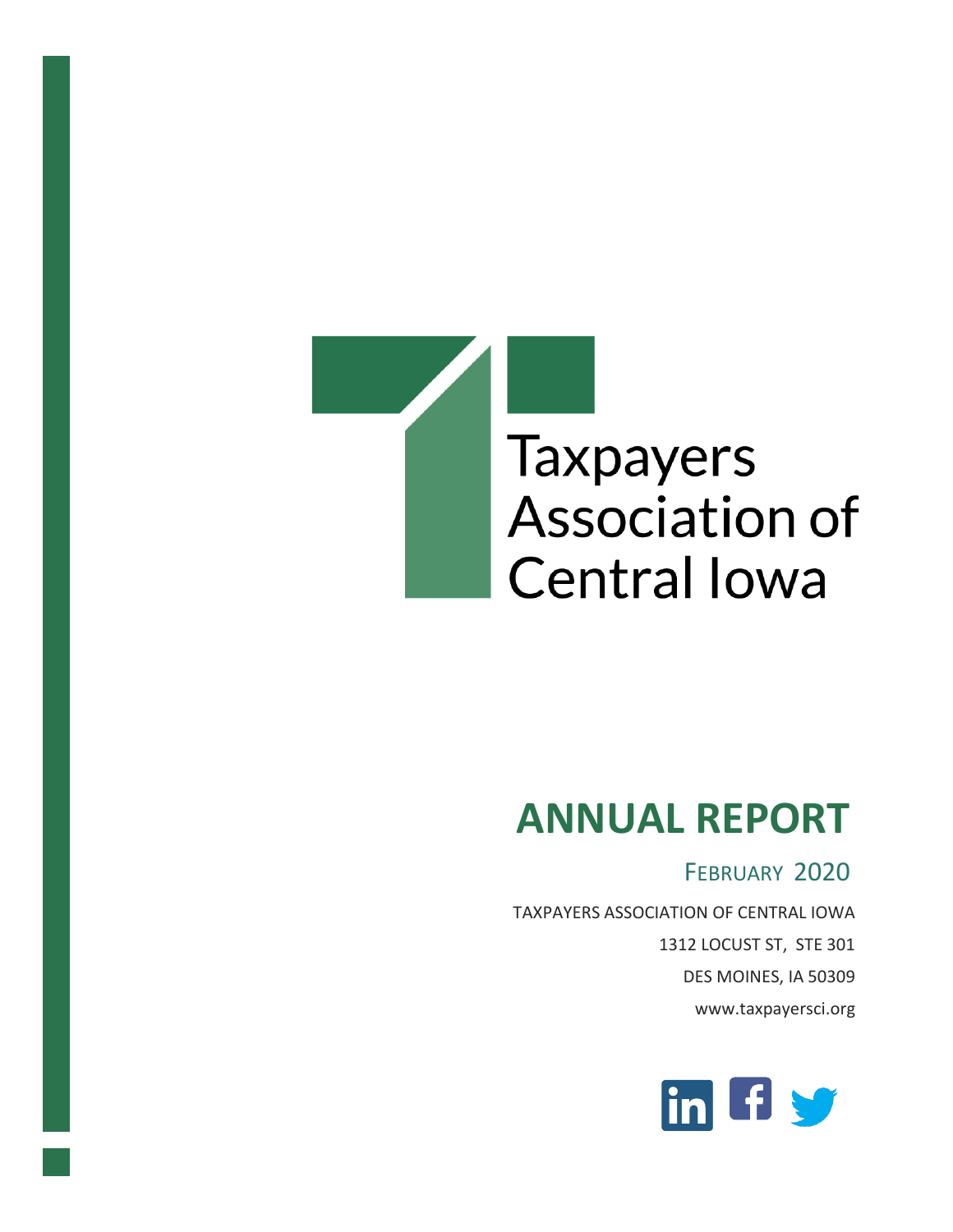Taxpayers Association of Central Iowa

# ANNUAL REPORT

FEBRUARY 2020

TAXPAYERS ASSOCIATION OF CENTRAL IOWA

1312 LOCUST ST, STE 301

DES MOINES, IA 50309

www.taxpayersci.org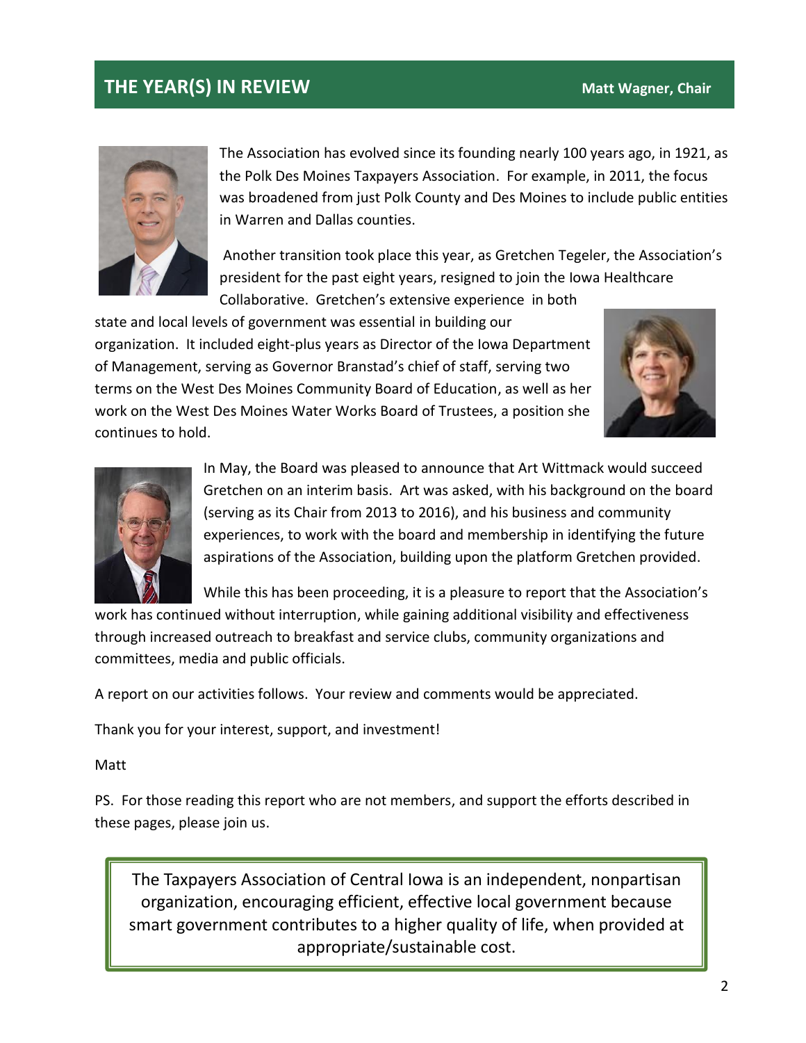## THE YEAR(S) IN REVIEW

**Matt Wagner, Chair**

The Association has evolved since its founding nearly 100 years ago, in 1921, as the Polk Des Moines Taxpayers Association. For example, in 2011, the focus was broadened from just Polk County and Des Moines to include public entities in Warren and Dallas counties.

Another transition took place this year, as Gretchen Tegeler, the Association's president for the past eight years, resigned to join the Iowa Healthcare Collaborative. Gretchen's extensive experience in both state and local levels of government was essential in building our organization. It included eight-plus years as Director of the Iowa Department of Management, serving as Governor Branstad's chief of staff, serving two terms on the West Des Moines Community Board of Education, as well as her work on the West Des Moines Water Works Board of Trustees, a position she continues to hold.

In May, the Board was pleased to announce that Art Wittmack would succeed Gretchen on an interim basis. Art was asked, with his background on the board (serving as its Chair from 2013 to 2016), and his business and community experiences, to work with the board and membership in identifying the future aspirations of the Association, building upon the platform Gretchen provided.

While this has been proceeding, it is a pleasure to report that the Association's work has continued without interruption, while gaining additional visibility and effectiveness through increased outreach to breakfast and service clubs, community organizations and committees, media and public officials.

A report on our activities follows. Your review and comments would be appreciated.

Thank you for your interest, support, and investment!

Matt

PS. For those reading this report who are not members, and support the efforts described in these pages, please join us.

> The Taxpayers Association of Central Iowa is an independent, nonpartisan organization, encouraging efficient, effective local government because smart government contributes to a higher quality of life, when provided at appropriate/sustainable cost.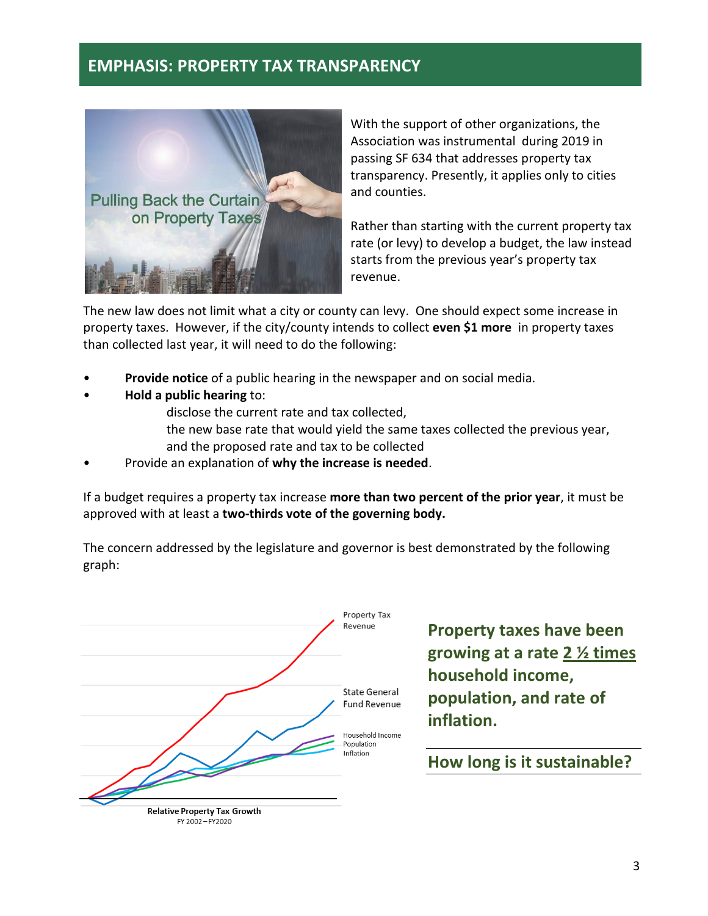## EMPHASIS: PROPERTY TAX TRANSPARENCY

With the support of other organizations, the Association was instrumental during 2019 in passing SF 634 that addresses property tax transparency. Presently, it applies only to cities and counties.

Rather than starting with the current property tax rate (or levy) to develop a budget, the law instead starts from the previous year's property tax revenue.

The new law does not limit what a city or county can levy. One should expect some increase in property taxes. However, if the city/county intends to collect **even $1 more** in property taxes than collected last year, it will need to do the following:

- **Provide notice** of a public hearing in the newspaper and on social media.
- **Hold a public hearing** to:
  - disclose the current rate and tax collected,
  - the new base rate that would yield the same taxes collected the previous year,
  - and the proposed rate and tax to be collected
- Provide an explanation of **why the increase is needed**.

If a budget requires a property tax increase **more than two percent of the prior year**, it must be approved with at least a **two-thirds vote of the governing body.**

The concern addressed by the legislature and governor is best demonstrated by the following graph:

Relative Property Tax Growth
FY 2002 – FY2020

**Property taxes have been growing at a rate 2 ½ times household income, population, and rate of inflation.**

**How long is it sustainable?**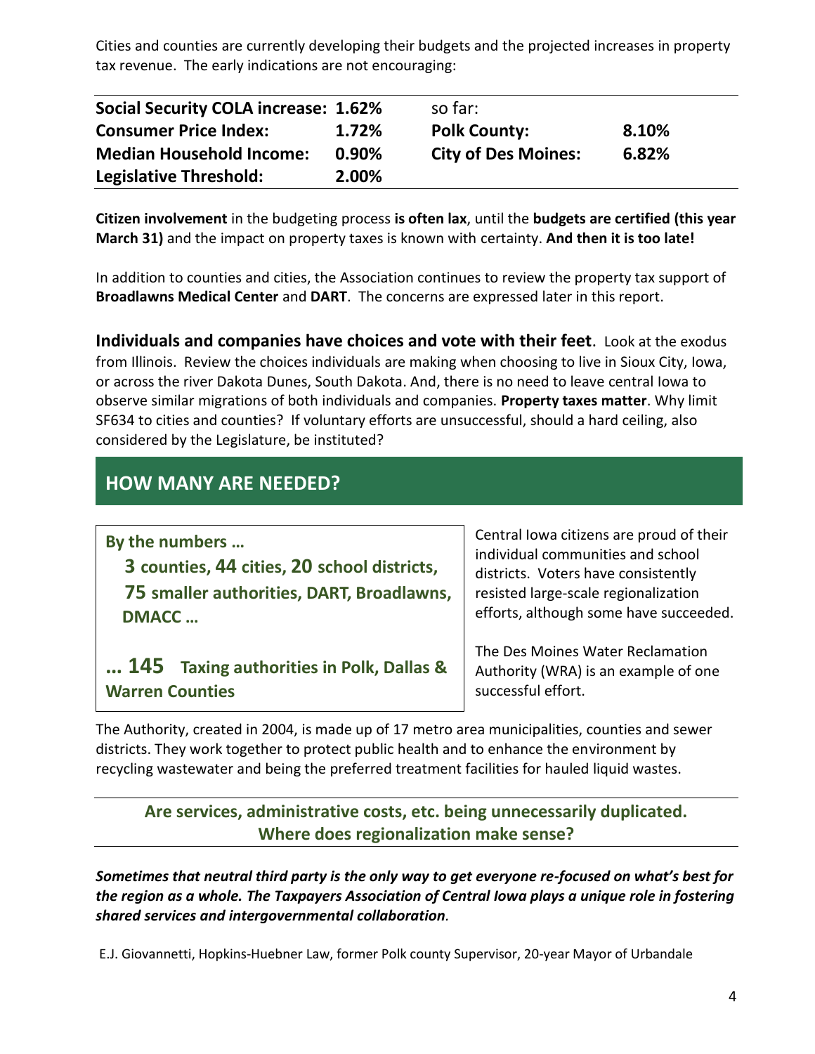Cities and counties are currently developing their budgets and the projected increases in property tax revenue. The early indications are not encouraging:

| | | | |
|---|---|---|---|
| **Social Security COLA increase:** | **1.62%** | so far: | |
| **Consumer Price Index:** | **1.72%** | **Polk County:** | **8.10%** |
| **Median Household Income:** | **0.90%** | **City of Des Moines:** | **6.82%** |
| **Legislative Threshold:** | **2.00%** | | |

**Citizen involvement** in the budgeting process **is often lax**, until the **budgets are certified (this year March 31)** and the impact on property taxes is known with certainty. **And then it is too late!**

In addition to counties and cities, the Association continues to review the property tax support of **Broadlawns Medical Center** and **DART**. The concerns are expressed later in this report.

**Individuals and companies have choices and vote with their feet**. Look at the exodus from Illinois. Review the choices individuals are making when choosing to live in Sioux City, Iowa, or across the river Dakota Dunes, South Dakota. And, there is no need to leave central Iowa to observe similar migrations of both individuals and companies. **Property taxes matter**. Why limit SF634 to cities and counties? If voluntary efforts are unsuccessful, should a hard ceiling, also considered by the Legislature, be instituted?

## HOW MANY ARE NEEDED?

**By the numbers …**

**3 counties, 44 cities, 20 school districts, 75 smaller authorities, DART, Broadlawns, DMACC …**

**… 145 Taxing authorities in Polk, Dallas & Warren Counties**

Central Iowa citizens are proud of their individual communities and school districts. Voters have consistently resisted large-scale regionalization efforts, although some have succeeded.

The Des Moines Water Reclamation Authority (WRA) is an example of one successful effort.

The Authority, created in 2004, is made up of 17 metro area municipalities, counties and sewer districts. They work together to protect public health and to enhance the environment by recycling wastewater and being the preferred treatment facilities for hauled liquid wastes.

**Are services, administrative costs, etc. being unnecessarily duplicated. Where does regionalization make sense?**

***Sometimes that neutral third party is the only way to get everyone re-focused on what's best for the region as a whole. The Taxpayers Association of Central Iowa plays a unique role in fostering shared services and intergovernmental collaboration*.**

E.J. Giovannetti, Hopkins-Huebner Law, former Polk county Supervisor, 20-year Mayor of Urbandale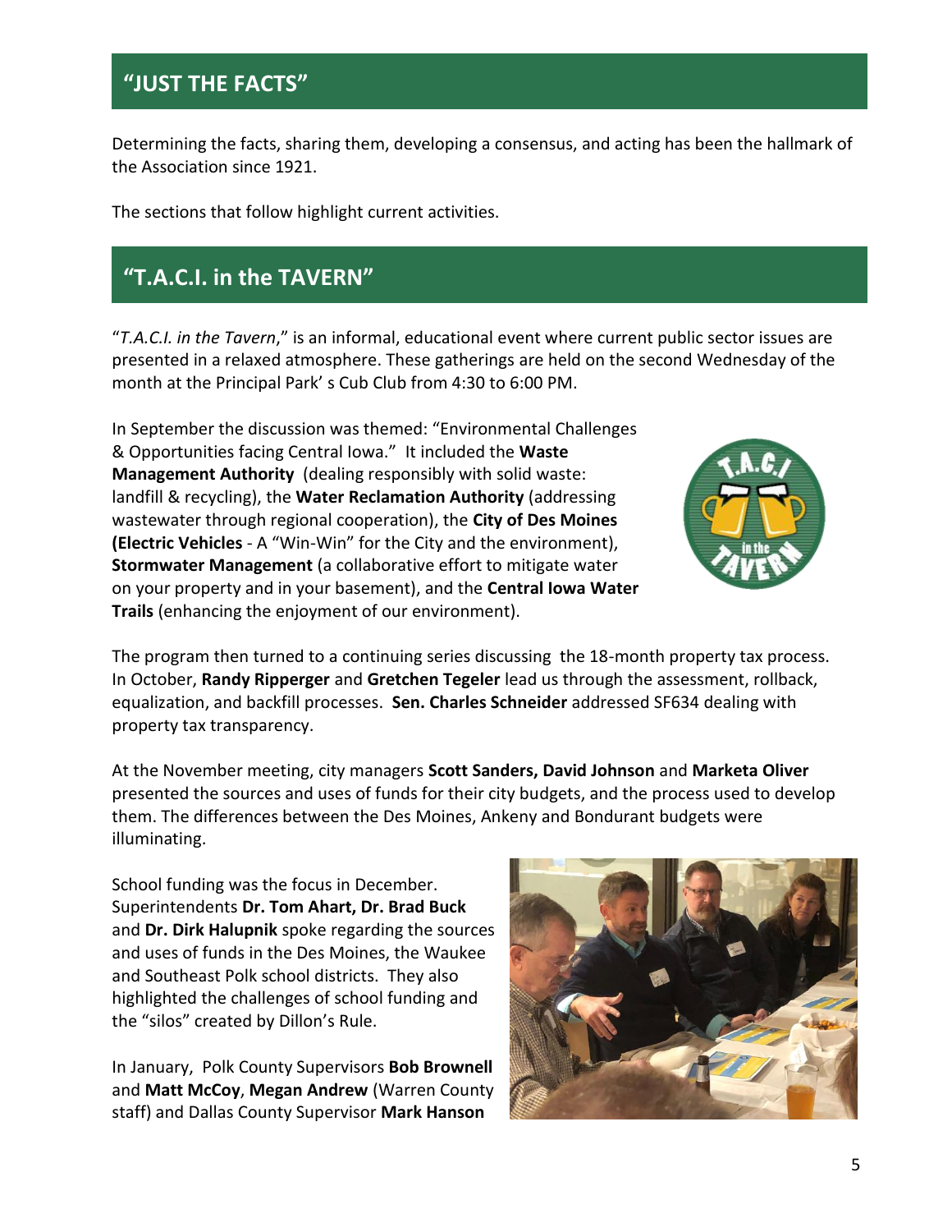## "JUST THE FACTS"

Determining the facts, sharing them, developing a consensus, and acting has been the hallmark of the Association since 1921.

The sections that follow highlight current activities.

## "T.A.C.I. in the TAVERN"

"*T.A.C.I. in the Tavern*," is an informal, educational event where current public sector issues are presented in a relaxed atmosphere. These gatherings are held on the second Wednesday of the month at the Principal Park' s Cub Club from 4:30 to 6:00 PM.

In September the discussion was themed: "Environmental Challenges & Opportunities facing Central Iowa." It included the **Waste Management Authority** (dealing responsibly with solid waste: landfill & recycling), the **Water Reclamation Authority** (addressing wastewater through regional cooperation), the **City of Des Moines (Electric Vehicles** - A "Win-Win" for the City and the environment), **Stormwater Management** (a collaborative effort to mitigate water on your property and in your basement), and the **Central Iowa Water Trails** (enhancing the enjoyment of our environment).

The program then turned to a continuing series discussing the 18-month property tax process. In October, **Randy Ripperger** and **Gretchen Tegeler** lead us through the assessment, rollback, equalization, and backfill processes. **Sen. Charles Schneider** addressed SF634 dealing with property tax transparency.

At the November meeting, city managers **Scott Sanders, David Johnson** and **Marketa Oliver** presented the sources and uses of funds for their city budgets, and the process used to develop them. The differences between the Des Moines, Ankeny and Bondurant budgets were illuminating.

School funding was the focus in December. Superintendents **Dr. Tom Ahart, Dr. Brad Buck** and **Dr. Dirk Halupnik** spoke regarding the sources and uses of funds in the Des Moines, the Waukee and Southeast Polk school districts. They also highlighted the challenges of school funding and the "silos" created by Dillon's Rule.

In January, Polk County Supervisors **Bob Brownell** and **Matt McCoy**, **Megan Andrew** (Warren County staff) and Dallas County Supervisor **Mark Hanson**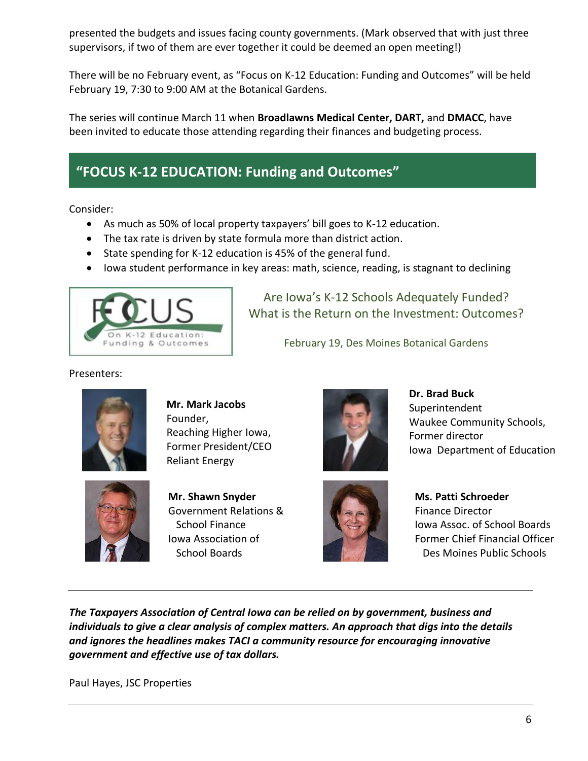presented the budgets and issues facing county governments. (Mark observed that with just three supervisors, if two of them are ever together it could be deemed an open meeting!)

There will be no February event, as "Focus on K-12 Education: Funding and Outcomes" will be held February 19, 7:30 to 9:00 AM at the Botanical Gardens.

The series will continue March 11 when **Broadlawns Medical Center, DART,** and **DMACC**, have been invited to educate those attending regarding their finances and budgeting process.

## "FOCUS K-12 EDUCATION: Funding and Outcomes"

Consider:

- As much as 50% of local property taxpayers' bill goes to K-12 education.
- The tax rate is driven by state formula more than district action.
- State spending for K-12 education is 45% of the general fund.
- Iowa student performance in key areas: math, science, reading, is stagnant to declining

FOCUS On K-12 Education: Funding & Outcomes

Are Iowa's K-12 Schools Adequately Funded?
What is the Return on the Investment: Outcomes?

February 19, Des Moines Botanical Gardens

Presenters:

**Mr. Mark Jacobs**
Founder,
Reaching Higher Iowa,
Former President/CEO
Reliant Energy

**Dr. Brad Buck**
Superintendent
Waukee Community Schools,
Former director
Iowa Department of Education

**Mr. Shawn Snyder**
Government Relations & School Finance
Iowa Association of School Boards

**Ms. Patti Schroeder**
Finance Director
Iowa Assoc. of School Boards
Former Chief Financial Officer
Des Moines Public Schools

---

***The Taxpayers Association of Central Iowa can be relied on by government, business and individuals to give a clear analysis of complex matters. An approach that digs into the details and ignores the headlines makes TACI a community resource for encouraging innovative government and effective use of tax dollars.***

Paul Hayes, JSC Properties

---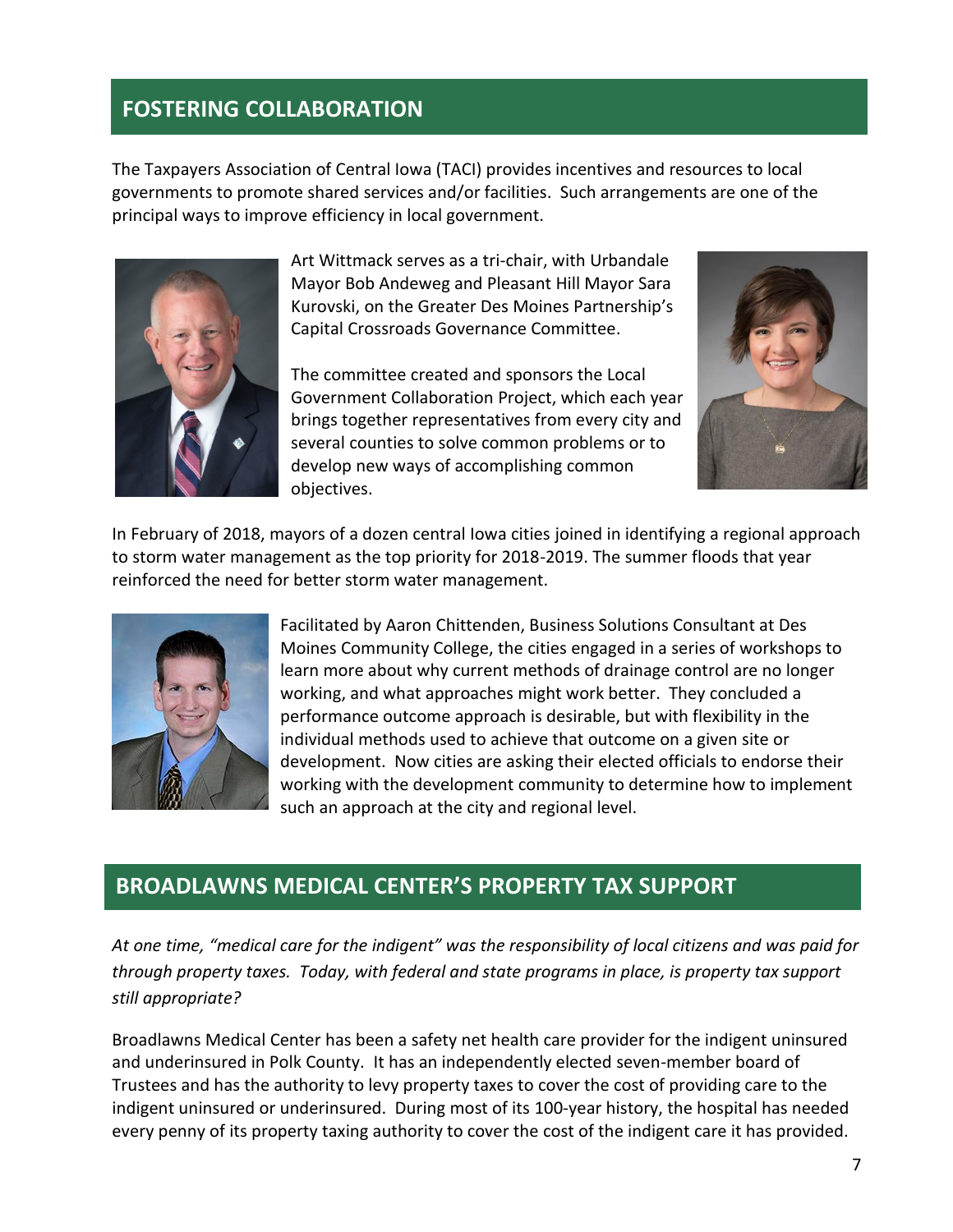## FOSTERING COLLABORATION

The Taxpayers Association of Central Iowa (TACI) provides incentives and resources to local governments to promote shared services and/or facilities. Such arrangements are one of the principal ways to improve efficiency in local government.

Art Wittmack serves as a tri-chair, with Urbandale Mayor Bob Andeweg and Pleasant Hill Mayor Sara Kurovski, on the Greater Des Moines Partnership's Capital Crossroads Governance Committee.

The committee created and sponsors the Local Government Collaboration Project, which each year brings together representatives from every city and several counties to solve common problems or to develop new ways of accomplishing common objectives.

In February of 2018, mayors of a dozen central Iowa cities joined in identifying a regional approach to storm water management as the top priority for 2018-2019. The summer floods that year reinforced the need for better storm water management.

Facilitated by Aaron Chittenden, Business Solutions Consultant at Des Moines Community College, the cities engaged in a series of workshops to learn more about why current methods of drainage control are no longer working, and what approaches might work better. They concluded a performance outcome approach is desirable, but with flexibility in the individual methods used to achieve that outcome on a given site or development. Now cities are asking their elected officials to endorse their working with the development community to determine how to implement such an approach at the city and regional level.

## BROADLAWNS MEDICAL CENTER'S PROPERTY TAX SUPPORT

*At one time, "medical care for the indigent" was the responsibility of local citizens and was paid for through property taxes. Today, with federal and state programs in place, is property tax support still appropriate?*

Broadlawns Medical Center has been a safety net health care provider for the indigent uninsured and underinsured in Polk County. It has an independently elected seven-member board of Trustees and has the authority to levy property taxes to cover the cost of providing care to the indigent uninsured or underinsured. During most of its 100-year history, the hospital has needed every penny of its property taxing authority to cover the cost of the indigent care it has provided.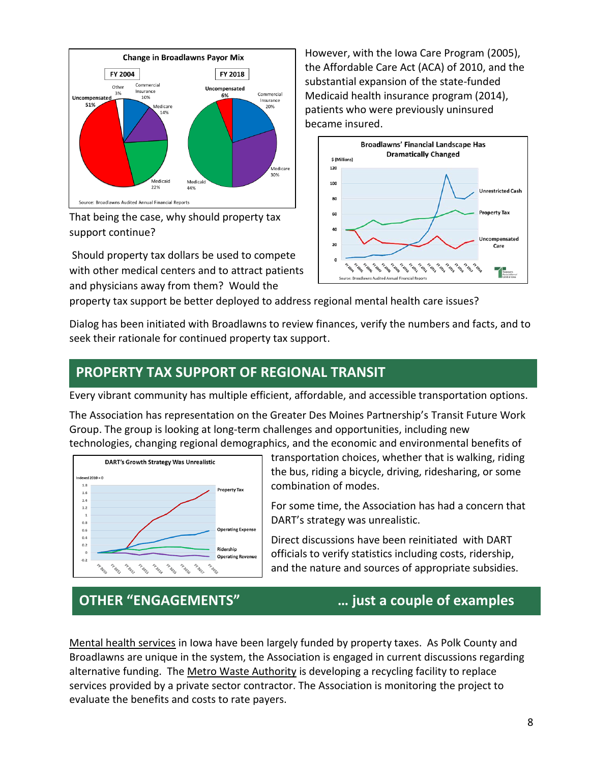However, with the Iowa Care Program (2005), the Affordable Care Act (ACA) of 2010, and the substantial expansion of the state-funded Medicaid health insurance program (2014), patients who were previously uninsured became insured.

That being the case, why should property tax support continue?

Should property tax dollars be used to compete with other medical centers and to attract patients and physicians away from them? Would the property tax support be better deployed to address regional mental health care issues?

Dialog has been initiated with Broadlawns to review finances, verify the numbers and facts, and to seek their rationale for continued property tax support.

## PROPERTY TAX SUPPORT OF REGIONAL TRANSIT

Every vibrant community has multiple efficient, affordable, and accessible transportation options.

The Association has representation on the Greater Des Moines Partnership's Transit Future Work Group. The group is looking at long-term challenges and opportunities, including new technologies, changing regional demographics, and the economic and environmental benefits of transportation choices, whether that is walking, riding the bus, riding a bicycle, driving, ridesharing, or some combination of modes.

For some time, the Association has had a concern that DART's strategy was unrealistic.

Direct discussions have been reinitiated with DART officials to verify statistics including costs, ridership, and the nature and sources of appropriate subsidies.

## OTHER "ENGAGEMENTS" … just a couple of examples

Mental health services in Iowa have been largely funded by property taxes. As Polk County and Broadlawns are unique in the system, the Association is engaged in current discussions regarding alternative funding. The Metro Waste Authority is developing a recycling facility to replace services provided by a private sector contractor. The Association is monitoring the project to evaluate the benefits and costs to rate payers.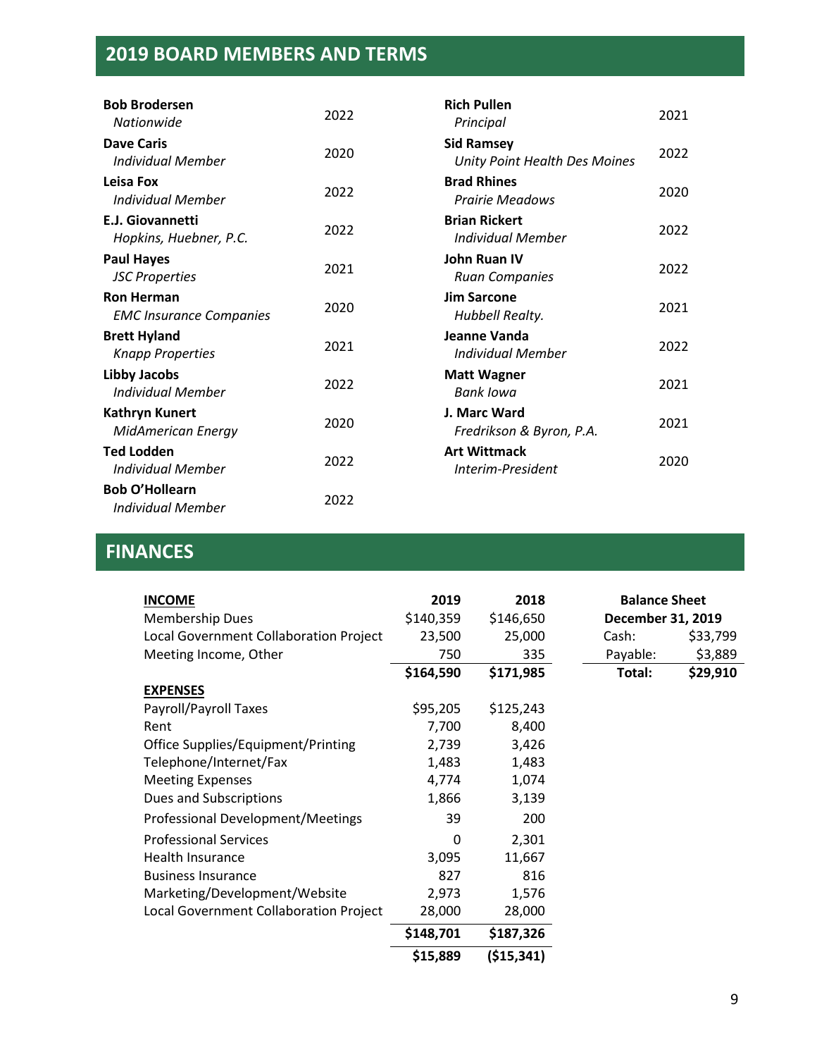## 2019 BOARD MEMBERS AND TERMS

| | | | |
|---|---|---|---|
| **Bob Brodersen**<br>*Nationwide* | 2022 | **Rich Pullen**<br>*Principal* | 2021 |
| **Dave Caris**<br>*Individual Member* | 2020 | **Sid Ramsey**<br>*Unity Point Health Des Moines* | 2022 |
| **Leisa Fox**<br>*Individual Member* | 2022 | **Brad Rhines**<br>*Prairie Meadows* | 2020 |
| **E.J. Giovannetti**<br>*Hopkins, Huebner, P.C.* | 2022 | **Brian Rickert**<br>*Individual Member* | 2022 |
| **Paul Hayes**<br>*JSC Properties* | 2021 | **John Ruan IV**<br>*Ruan Companies* | 2022 |
| **Ron Herman**<br>*EMC Insurance Companies* | 2020 | **Jim Sarcone**<br>*Hubbell Realty.* | 2021 |
| **Brett Hyland**<br>*Knapp Properties* | 2021 | **Jeanne Vanda**<br>*Individual Member* | 2022 |
| **Libby Jacobs**<br>*Individual Member* | 2022 | **Matt Wagner**<br>*Bank Iowa* | 2021 |
| **Kathryn Kunert**<br>*MidAmerican Energy* | 2020 | **J. Marc Ward**<br>*Fredrikson & Byron, P.A.* | 2021 |
| **Ted Lodden**<br>*Individual Member* | 2022 | **Art Wittmack**<br>*Interim-President* | 2020 |
| **Bob O'Hollearn**<br>*Individual Member* | 2022 | | |

## FINANCES

| **INCOME** | **2019** | **2018** |
|---|---|---|
| Membership Dues | $140,359 | $146,650 |
| Local Government Collaboration Project | 23,500 | 25,000 |
| Meeting Income, Other | 750 | 335 |
| | **$164,590** | **$171,985** |
| **EXPENSES** | | |
| Payroll/Payroll Taxes | $95,205 | $125,243 |
| Rent | 7,700 | 8,400 |
| Office Supplies/Equipment/Printing | 2,739 | 3,426 |
| Telephone/Internet/Fax | 1,483 | 1,483 |
| Meeting Expenses | 4,774 | 1,074 |
| Dues and Subscriptions | 1,866 | 3,139 |
| Professional Development/Meetings | 39 | 200 |
| Professional Services | 0 | 2,301 |
| Health Insurance | 3,095 | 11,667 |
| Business Insurance | 827 | 816 |
| Marketing/Development/Website | 2,973 | 1,576 |
| Local Government Collaboration Project | 28,000 | 28,000 |
| | **$148,701** | **$187,326** |
| | **$15,889** | **($15,341)** |

| **Balance Sheet December 31, 2019** | |
|---|---|
| Cash: | $33,799 |
| Payable: | $3,889 |
| **Total:** | **$29,910** |